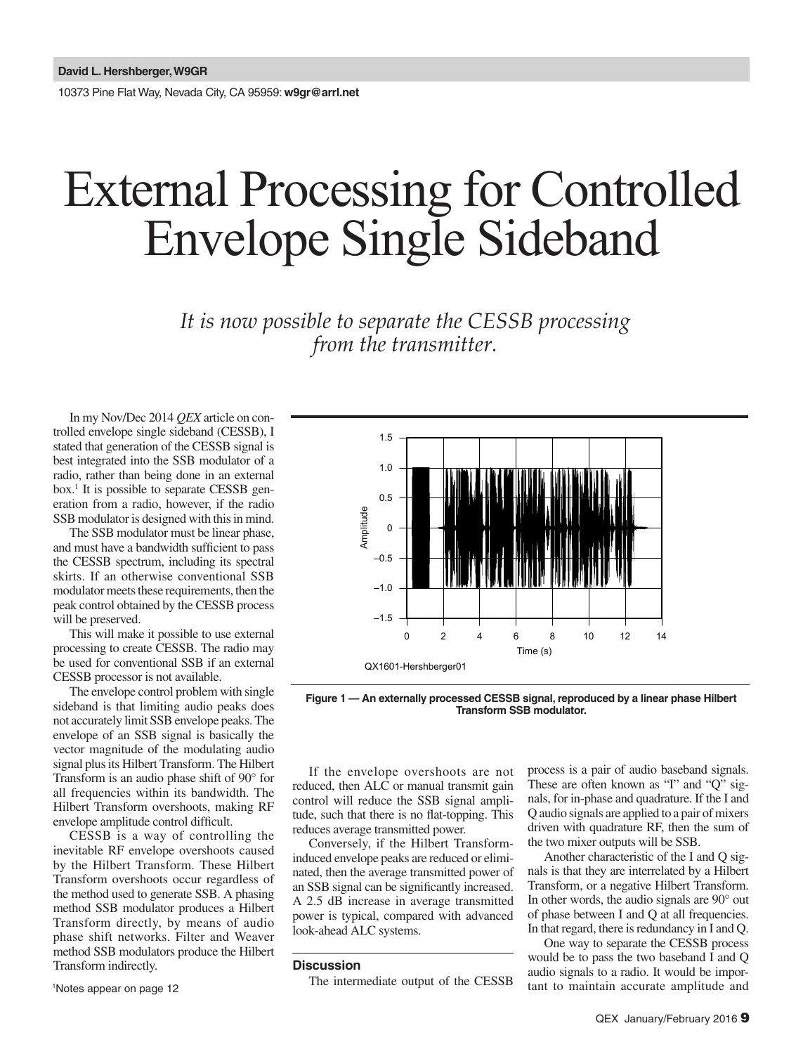David L. Hershberger, W9GR

10373 Pine Flat Way, Nevada City, CA 95959: **w9gr@arrl.net**

# External Processing for Controlled Envelope Single Sideband

*It is now possible to separate the CESSB processing from the transmitter.*

In my Nov/Dec 2014 *QEX* article on controlled envelope single sideband (CESSB), I stated that generation of the CESSB signal is best integrated into the SSB modulator of a radio, rather than being done in an external box.[1] It is possible to separate CESSB generation from a radio, however, if the radio SSB modulator is designed with this in mind.

The SSB modulator must be linear phase, and must have a bandwidth sufficient to pass the CESSB spectrum, including its spectral skirts. If an otherwise conventional SSB modulator meets these requirements, then the peak control obtained by the CESSB process will be preserved.

This will make it possible to use external processing to create CESSB. The radio may be used for conventional SSB if an external CESSB processor is not available.

The envelope control problem with single sideband is that limiting audio peaks does not accurately limit SSB envelope peaks. The envelope of an SSB signal is basically the vector magnitude of the modulating audio signal plus its Hilbert Transform. The Hilbert Transform is an audio phase shift of 90° for all frequencies within its bandwidth. The Hilbert Transform overshoots, making RF envelope amplitude control difficult.

CESSB is a way of controlling the inevitable RF envelope overshoots caused by the Hilbert Transform. These Hilbert Transform overshoots occur regardless of the method used to generate SSB. A phasing method SSB modulator produces a Hilbert Transform directly, by means of audio phase shift networks. Filter and Weaver method SSB modulators produce the Hilbert Transform indirectly.

[1]Notes appear on page 12

QX1601-Hershberger01

**Figure 1 — An externally processed CESSB signal, reproduced by a linear phase Hilbert Transform SSB modulator.**

If the envelope overshoots are not reduced, then ALC or manual transmit gain control will reduce the SSB signal amplitude, such that there is no flat-topping. This reduces average transmitted power.

Conversely, if the Hilbert Transform-induced envelope peaks are reduced or eliminated, then the average transmitted power of an SSB signal can be significantly increased. A 2.5 dB increase in average transmitted power is typical, compared with advanced look-ahead ALC systems.

## Discussion

The intermediate output of the CESSB process is a pair of audio baseband signals. These are often known as "I" and "Q" signals, for in-phase and quadrature. If the I and Q audio signals are applied to a pair of mixers driven with quadrature RF, then the sum of the two mixer outputs will be SSB.

Another characteristic of the I and Q signals is that they are interrelated by a Hilbert Transform, or a negative Hilbert Transform. In other words, the audio signals are 90° out of phase between I and Q at all frequencies. In that regard, there is redundancy in I and Q.

One way to separate the CESSB process would be to pass the two baseband I and Q audio signals to a radio. It would be important to maintain accurate amplitude and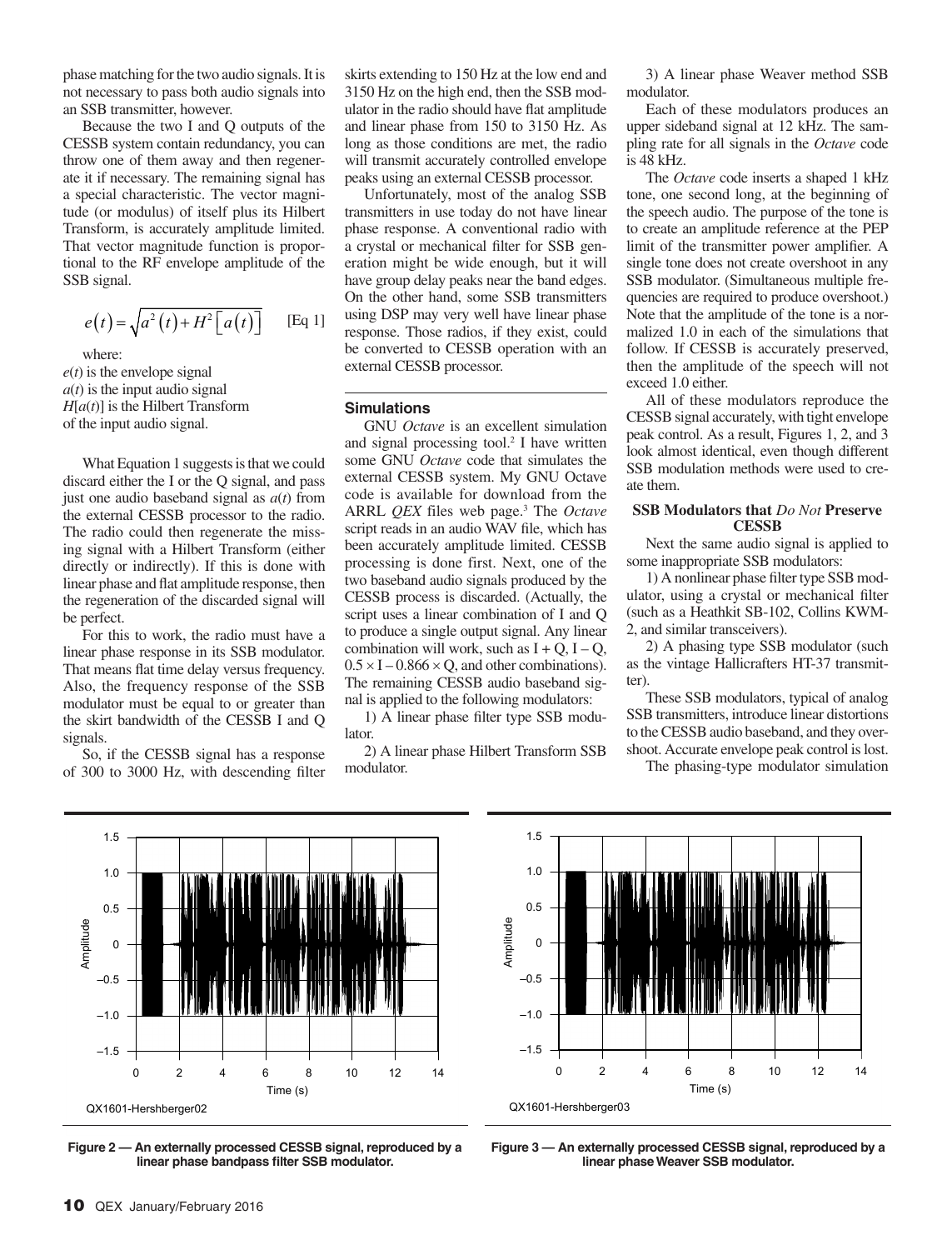phase matching for the two audio signals. It is not necessary to pass both audio signals into an SSB transmitter, however.

Because the two I and Q outputs of the CESSB system contain redundancy, you can throw one of them away and then regenerate it if necessary. The remaining signal has a special characteristic. The vector magnitude (or modulus) of itself plus its Hilbert Transform, is accurately amplitude limited. That vector magnitude function is proportional to the RF envelope amplitude of the SSB signal.

$$e(t) = \sqrt{a^2(t) + H^2\left[a(t)\right]} \qquad \text{[Eq 1]}$$

where:
$e(t)$ is the envelope signal
$a(t)$ is the input audio signal
$H[a(t)]$ is the Hilbert Transform of the input audio signal.

What Equation 1 suggests is that we could discard either the I or the Q signal, and pass just one audio baseband signal as $a(t)$ from the external CESSB processor to the radio. The radio could then regenerate the missing signal with a Hilbert Transform (either directly or indirectly). If this is done with linear phase and flat amplitude response, then the regeneration of the discarded signal will be perfect.

For this to work, the radio must have a linear phase response in its SSB modulator. That means flat time delay versus frequency. Also, the frequency response of the SSB modulator must be equal to or greater than the skirt bandwidth of the CESSB I and Q signals.

So, if the CESSB signal has a response of 300 to 3000 Hz, with descending filter skirts extending to 150 Hz at the low end and 3150 Hz on the high end, then the SSB modulator in the radio should have flat amplitude and linear phase from 150 to 3150 Hz. As long as those conditions are met, the radio will transmit accurately controlled envelope peaks using an external CESSB processor.

Unfortunately, most of the analog SSB transmitters in use today do not have linear phase response. A conventional radio with a crystal or mechanical filter for SSB generation might be wide enough, but it will have group delay peaks near the band edges. On the other hand, some SSB transmitters using DSP may very well have linear phase response. Those radios, if they exist, could be converted to CESSB operation with an external CESSB processor.

## Simulations

GNU *Octave* is an excellent simulation and signal processing tool.[2] I have written some GNU *Octave* code that simulates the external CESSB system. My GNU Octave code is available for download from the ARRL *QEX* files web page.[3] The *Octave* script reads in an audio WAV file, which has been accurately amplitude limited. CESSB processing is done first. Next, one of the two baseband audio signals produced by the CESSB process is discarded. (Actually, the script uses a linear combination of I and Q to produce a single output signal. Any linear combination will work, such as I + Q, I – Q, 0.5 × I – 0.866 × Q, and other combinations). The remaining CESSB audio baseband signal is applied to the following modulators:

1) A linear phase filter type SSB modulator.

2) A linear phase Hilbert Transform SSB modulator.

3) A linear phase Weaver method SSB modulator.

Each of these modulators produces an upper sideband signal at 12 kHz. The sampling rate for all signals in the *Octave* code is 48 kHz.

The *Octave* code inserts a shaped 1 kHz tone, one second long, at the beginning of the speech audio. The purpose of the tone is to create an amplitude reference at the PEP limit of the transmitter power amplifier. A single tone does not create overshoot in any SSB modulator. (Simultaneous multiple frequencies are required to produce overshoot.) Note that the amplitude of the tone is a normalized 1.0 in each of the simulations that follow. If CESSB is accurately preserved, then the amplitude of the speech will not exceed 1.0 either.

All of these modulators reproduce the CESSB signal accurately, with tight envelope peak control. As a result, Figures 1, 2, and 3 look almost identical, even though different SSB modulation methods were used to create them.

### SSB Modulators that *Do Not* Preserve CESSB

Next the same audio signal is applied to some inappropriate SSB modulators:

1) A nonlinear phase filter type SSB modulator, using a crystal or mechanical filter (such as a Heathkit SB-102, Collins KWM-2, and similar transceivers).

2) A phasing type SSB modulator (such as the vintage Hallicrafters HT-37 transmitter).

These SSB modulators, typical of analog SSB transmitters, introduce linear distortions to the CESSB audio baseband, and they overshoot. Accurate envelope peak control is lost.

The phasing-type modulator simulation

QX1601-Hershberger02

**Figure 2 — An externally processed CESSB signal, reproduced by a linear phase bandpass filter SSB modulator.**

QX1601-Hershberger03

**Figure 3 — An externally processed CESSB signal, reproduced by a linear phase Weaver SSB modulator.**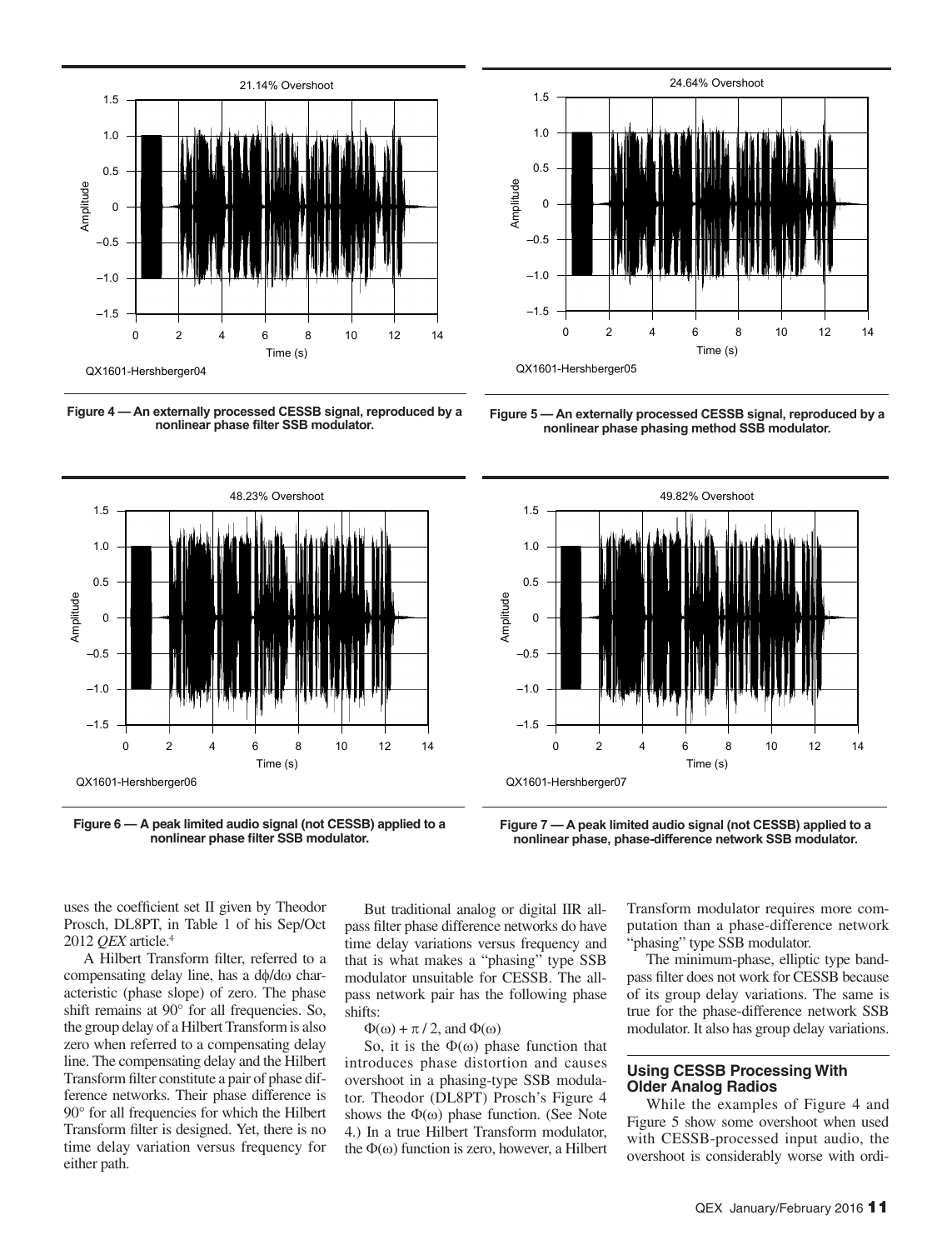21.14% Overshoot

QX1601-Hershberger04

**Figure 4 — An externally processed CESSB signal, reproduced by a nonlinear phase filter SSB modulator.**

24.64% Overshoot

QX1601-Hershberger05

**Figure 5 — An externally processed CESSB signal, reproduced by a nonlinear phase phasing method SSB modulator.**

48.23% Overshoot

QX1601-Hershberger06

**Figure 6 — A peak limited audio signal (not CESSB) applied to a nonlinear phase filter SSB modulator.**

49.82% Overshoot

QX1601-Hershberger07

**Figure 7 — A peak limited audio signal (not CESSB) applied to a nonlinear phase, phase-difference network SSB modulator.**

uses the coefficient set II given by Theodor Prosch, DL8PT, in Table 1 of his Sep/Oct 2012 *QEX* article.[4]

A Hilbert Transform filter, referred to a compensating delay line, has a $d\phi/d\omega$ characteristic (phase slope) of zero. The phase shift remains at 90° for all frequencies. So, the group delay of a Hilbert Transform is also zero when referred to a compensating delay line. The compensating delay and the Hilbert Transform filter constitute a pair of phase difference networks. Their phase difference is 90° for all frequencies for which the Hilbert Transform filter is designed. Yet, there is no time delay variation versus frequency for either path.

But traditional analog or digital IIR allpass filter phase difference networks do have time delay variations versus frequency and that is what makes a "phasing" type SSB modulator unsuitable for CESSB. The allpass network pair has the following phase shifts:

$\Phi(\omega) + \pi / 2$, and $\Phi(\omega)$

So, it is the $\Phi(\omega)$ phase function that introduces phase distortion and causes overshoot in a phasing-type SSB modulator. Theodor (DL8PT) Prosch's Figure 4 shows the $\Phi(\omega)$ phase function. (See Note 4.) In a true Hilbert Transform modulator, the $\Phi(\omega)$ function is zero, however, a Hilbert Transform modulator requires more computation than a phase-difference network "phasing" type SSB modulator.

The minimum-phase, elliptic type bandpass filter does not work for CESSB because of its group delay variations. The same is true for the phase-difference network SSB modulator. It also has group delay variations.

## Using CESSB Processing With Older Analog Radios

While the examples of Figure 4 and Figure 5 show some overshoot when used with CESSB-processed input audio, the overshoot is considerably worse with ordi-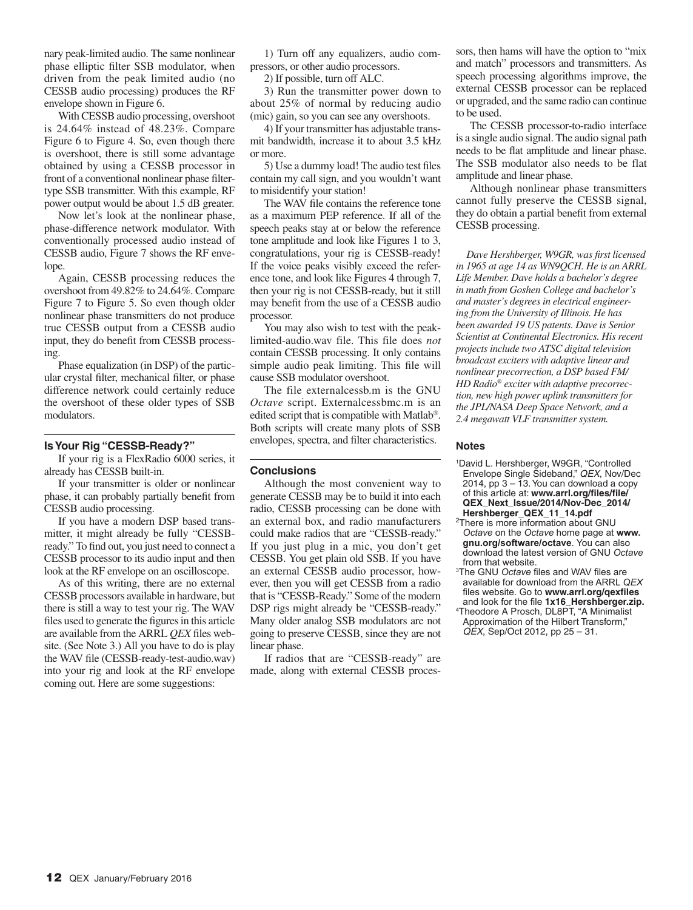nary peak-limited audio. The same nonlinear phase elliptic filter SSB modulator, when driven from the peak limited audio (no CESSB audio processing) produces the RF envelope shown in Figure 6.

With CESSB audio processing, overshoot is 24.64% instead of 48.23%. Compare Figure 6 to Figure 4. So, even though there is overshoot, there is still some advantage obtained by using a CESSB processor in front of a conventional nonlinear phase filter-type SSB transmitter. With this example, RF power output would be about 1.5 dB greater.

Now let's look at the nonlinear phase, phase-difference network modulator. With conventionally processed audio instead of CESSB audio, Figure 7 shows the RF envelope.

Again, CESSB processing reduces the overshoot from 49.82% to 24.64%. Compare Figure 7 to Figure 5. So even though older nonlinear phase transmitters do not produce true CESSB output from a CESSB audio input, they do benefit from CESSB processing.

Phase equalization (in DSP) of the particular crystal filter, mechanical filter, or phase difference network could certainly reduce the overshoot of these older types of SSB modulators.

## Is Your Rig "CESSB-Ready?"

If your rig is a FlexRadio 6000 series, it already has CESSB built-in.

If your transmitter is older or nonlinear phase, it can probably partially benefit from CESSB audio processing.

If you have a modern DSP based transmitter, it might already be fully "CESSB-ready." To find out, you just need to connect a CESSB processor to its audio input and then look at the RF envelope on an oscilloscope.

As of this writing, there are no external CESSB processors available in hardware, but there is still a way to test your rig. The WAV files used to generate the figures in this article are available from the ARRL *QEX* files website. (See Note 3.) All you have to do is play the WAV file (CESSB-ready-test-audio.wav) into your rig and look at the RF envelope coming out. Here are some suggestions:

1) Turn off any equalizers, audio compressors, or other audio processors.

2) If possible, turn off ALC.

3) Run the transmitter power down to about 25% of normal by reducing audio (mic) gain, so you can see any overshoots.

4) If your transmitter has adjustable transmit bandwidth, increase it to about 3.5 kHz or more.

5) Use a dummy load! The audio test files contain my call sign, and you wouldn't want to misidentify your station!

The WAV file contains the reference tone as a maximum PEP reference. If all of the speech peaks stay at or below the reference tone amplitude and look like Figures 1 to 3, congratulations, your rig is CESSB-ready! If the voice peaks visibly exceed the reference tone, and look like Figures 4 through 7, then your rig is not CESSB-ready, but it still may benefit from the use of a CESSB audio processor.

You may also wish to test with the peak-limited-audio.wav file. This file does *not* contain CESSB processing. It only contains simple audio peak limiting. This file will cause SSB modulator overshoot.

The file externalcessb.m is the GNU *Octave* script. Externalcessbmc.m is an edited script that is compatible with Matlab®. Both scripts will create many plots of SSB envelopes, spectra, and filter characteristics.

## Conclusions

Although the most convenient way to generate CESSB may be to build it into each radio, CESSB processing can be done with an external box, and radio manufacturers could make radios that are "CESSB-ready." If you just plug in a mic, you don't get CESSB. You get plain old SSB. If you have an external CESSB audio processor, however, then you will get CESSB from a radio that is "CESSB-Ready." Some of the modern DSP rigs might already be "CESSB-ready." Many older analog SSB modulators are not going to preserve CESSB, since they are not linear phase.

If radios that are "CESSB-ready" are made, along with external CESSB processors, then hams will have the option to "mix and match" processors and transmitters. As speech processing algorithms improve, the external CESSB processor can be replaced or upgraded, and the same radio can continue to be used.

The CESSB processor-to-radio interface is a single audio signal. The audio signal path needs to be flat amplitude and linear phase. The SSB modulator also needs to be flat amplitude and linear phase.

Although nonlinear phase transmitters cannot fully preserve the CESSB signal, they do obtain a partial benefit from external CESSB processing.

*Dave Hershberger, W9GR, was first licensed in 1965 at age 14 as WN9QCH. He is an ARRL Life Member. Dave holds a bachelor's degree in math from Goshen College and bachelor's and master's degrees in electrical engineering from the University of Illinois. He has been awarded 19 US patents. Dave is Senior Scientist at Continental Electronics. His recent projects include two ATSC digital television broadcast exciters with adaptive linear and nonlinear precorrection, a DSP based FM/HD Radio® exciter with adaptive precorrection, new high power uplink transmitters for the JPL/NASA Deep Space Network, and a 2.4 megawatt VLF transmitter system.*

## Notes

[1]David L. Hershberger, W9GR, "Controlled Envelope Single Sideband," *QEX*, Nov/Dec 2014, pp 3 – 13. You can download a copy of this article at: **www.arrl.org/files/file/QEX_Next_Issue/2014/Nov-Dec_2014/Hershberger_QEX_11_14.pdf**

[2]There is more information about GNU *Octave* on the *Octave* home page at **www.gnu.org/software/octave**. You can also download the latest version of GNU *Octave* from that website.

[3]The GNU *Octave* files and WAV files are available for download from the ARRL *QEX* files website. Go to **www.arrl.org/qexfiles** and look for the file **1x16_Hershberger.zip.**

[4]Theodore A Prosch, DL8PT, "A Minimalist Approximation of the Hilbert Transform," *QEX*, Sep/Oct 2012, pp 25 – 31.